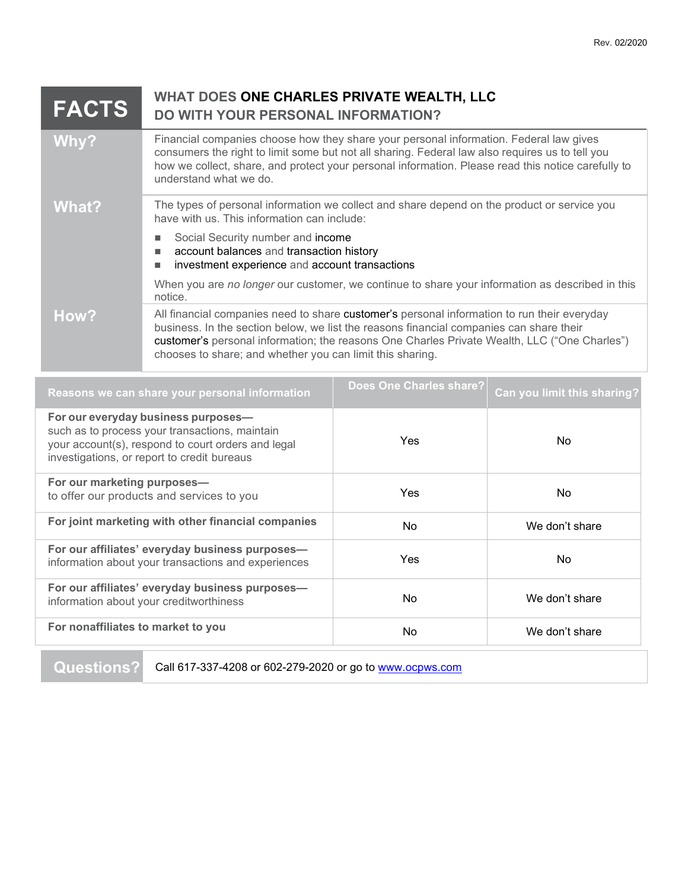Rev. 02/2020

| FACTS | WHAT DOES ONE CHARLES PRIVATE WEALTH, LLC DO WITH YOUR PERSONAL INFORMATION? |
|---|---|
| **Why?** | Financial companies choose how they share your personal information. Federal law gives consumers the right to limit some but not all sharing. Federal law also requires us to tell you how we collect, share, and protect your personal information. Please read this notice carefully to understand what we do. |
| **What?** | The types of personal information we collect and share depend on the product or service you have with us. This information can include:<br>■ Social Security number and income<br>■ account balances and transaction history<br>■ investment experience and account transactions<br><br>When you are *no longer* our customer, we continue to share your information as described in this notice. |
| **How?** | All financial companies need to share customer's personal information to run their everyday business. In the section below, we list the reasons financial companies can share their customer's personal information; the reasons One Charles Private Wealth, LLC ("One Charles") chooses to share; and whether you can limit this sharing. |

| Reasons we can share your personal information | Does One Charles share? | Can you limit this sharing? |
|---|---|---|
| **For our everyday business purposes—** such as to process your transactions, maintain your account(s), respond to court orders and legal investigations, or report to credit bureaus | Yes | No |
| **For our marketing purposes—** to offer our products and services to you | Yes | No |
| **For joint marketing with other financial companies** | No | We don't share |
| **For our affiliates' everyday business purposes—** information about your transactions and experiences | Yes | No |
| **For our affiliates' everyday business purposes—** information about your creditworthiness | No | We don't share |
| **For nonaffiliates to market to you** | No | We don't share |

| Questions? | Call 617-337-4208 or 602-279-2020 or go to [www.ocpws.com](http://www.ocpws.com) |
|---|---|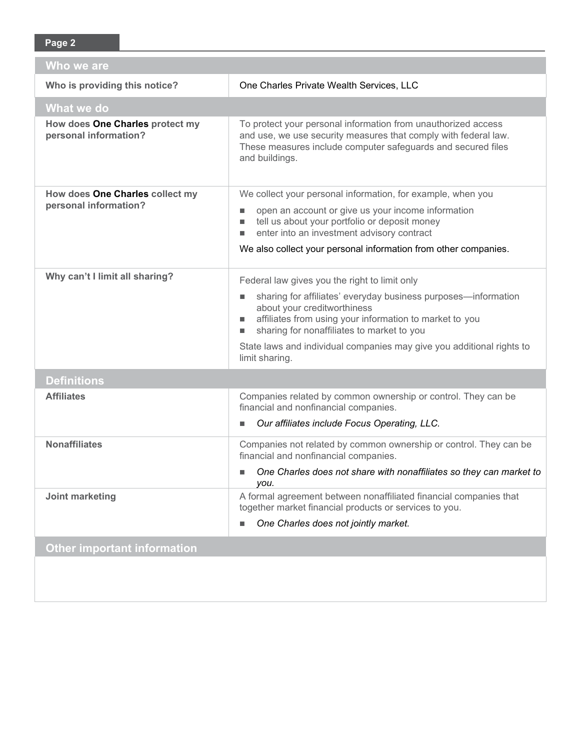| | |
|---|---|
| **Who we are** | |
| **Who is providing this notice?** | One Charles Private Wealth Services, LLC |
| **What we do** | |
| **How does One Charles protect my personal information?** | To protect your personal information from unauthorized access and use, we use security measures that comply with federal law. These measures include computer safeguards and secured files and buildings. |
| **How does One Charles collect my personal information?** | We collect your personal information, for example, when you<br>■ open an account or give us your income information<br>■ tell us about your portfolio or deposit money<br>■ enter into an investment advisory contract<br>We also collect your personal information from other companies. |
| **Why can't I limit all sharing?** | Federal law gives you the right to limit only<br>■ sharing for affiliates' everyday business purposes—information about your creditworthiness<br>■ affiliates from using your information to market to you<br>■ sharing for nonaffiliates to market to you<br>State laws and individual companies may give you additional rights to limit sharing. |
| **Definitions** | |
| **Affiliates** | Companies related by common ownership or control. They can be financial and nonfinancial companies.<br>■ *Our affiliates include Focus Operating, LLC.* |
| **Nonaffiliates** | Companies not related by common ownership or control. They can be financial and nonfinancial companies.<br>■ *One Charles does not share with nonaffiliates so they can market to you.* |
| **Joint marketing** | A formal agreement between nonaffiliated financial companies that together market financial products or services to you.<br>■ *One Charles does not jointly market.* |
| **Other important information** | |